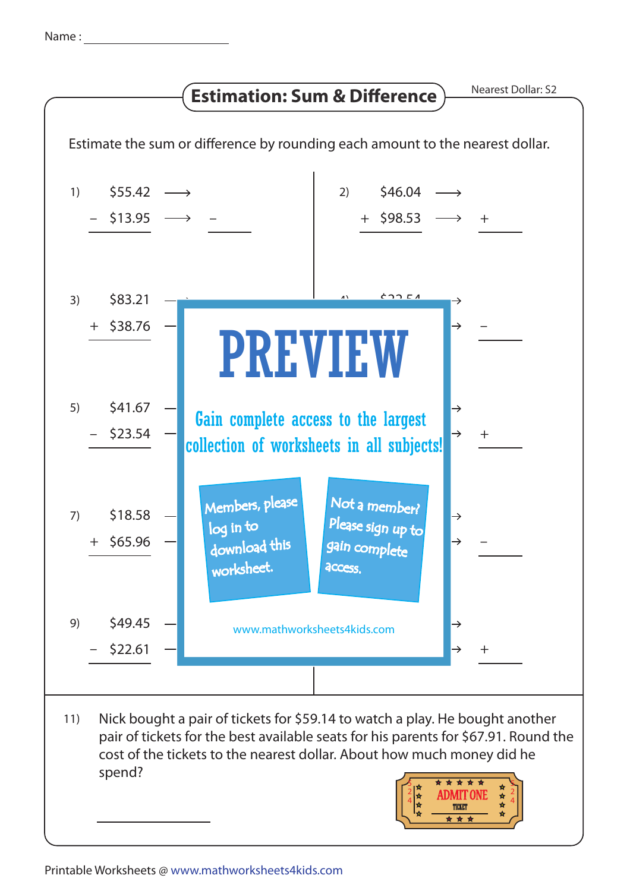Name : ____________________

# Estimation: Sum & Difference

Nearest Dollar: S2

Estimate the sum or difference by rounding each amount to the nearest dollar.

1) $55.42 ⟶
– $13.95 ⟶ – ______

2) $46.04 ⟶
+ $98.53 ⟶ + ______

3) $83.21 ⟶
+ $38.76 ⟶

4) $22.54 ⟶
⟶ – ______

5) $41.67 ⟶
– $23.54 ⟶

6) ⟶
⟶ + ______

7) $18.58 ⟶
+ $65.96 ⟶

8) ⟶
⟶ – ______

9) $49.45 ⟶
– $22.61 ⟶

10) ⟶
⟶ + ______

**PREVIEW**

Gain complete access to the largest collection of worksheets in all subjects!

Members, please log in to download this worksheet.

Not a member? Please sign up to gain complete access.

www.mathworksheets4kids.com

11) Nick bought a pair of tickets for $59.14 to watch a play. He bought another pair of tickets for the best available seats for his parents for $67.91. Round the cost of the tickets to the nearest dollar. About how much money did he spend?

______

ADMIT ONE TICKET

Printable Worksheets @ www.mathworksheets4kids.com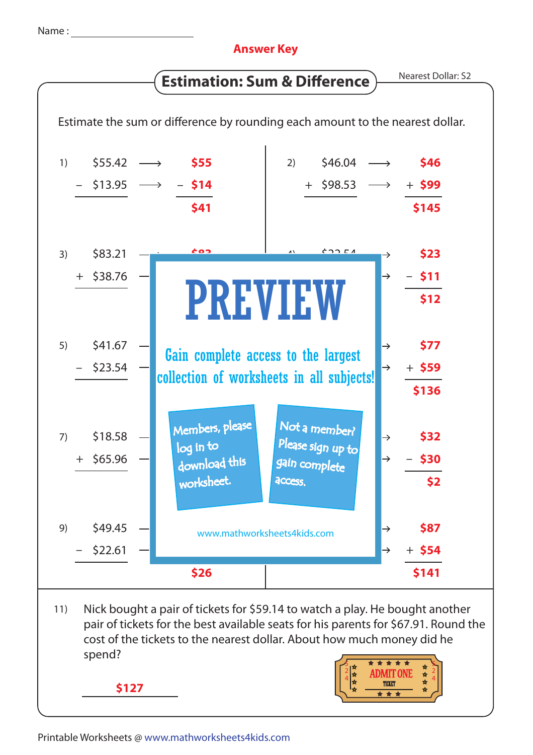Name : ____________________

**Answer Key**

# Estimation: Sum & Difference

Nearest Dollar: S2

Estimate the sum or difference by rounding each amount to the nearest dollar.

1) $55.42 ⟶ **$55**
 − $13.95 ⟶ − **$14**
 **$41**

2) $46.04 ⟶ **$46**
 + $98.53 ⟶ + **$99**
 **$145**

3) $83.21 ⟶ **$83**
 + $38.76 ⟶

4) $22.54 ⟶ **$23**
 ⟶ − **$11**
 **$12**

PREVIEW

Gain complete access to the largest collection of worksheets in all subjects!

Members, please log in to download this worksheet.

Not a member? Please sign up to gain complete access.

www.mathworksheets4kids.com

5) $41.67 ⟶
 − $23.54 ⟶

6) ⟶ **$77**
 ⟶ + **$59**
 **$136**

7) $18.58 ⟶
 + $65.96 ⟶

8) ⟶ **$32**
 ⟶ − **$30**
 **$2**

9) $49.45 ⟶
 − $22.61 ⟶
 **$26**

10) ⟶ **$87**
 ⟶ + **$54**
 **$141**

11) Nick bought a pair of tickets for $59.14 to watch a play. He bought another pair of tickets for the best available seats for his parents for $67.91. Round the cost of the tickets to the nearest dollar. About how much money did he spend?

**$127**

Printable Worksheets @ www.mathworksheets4kids.com